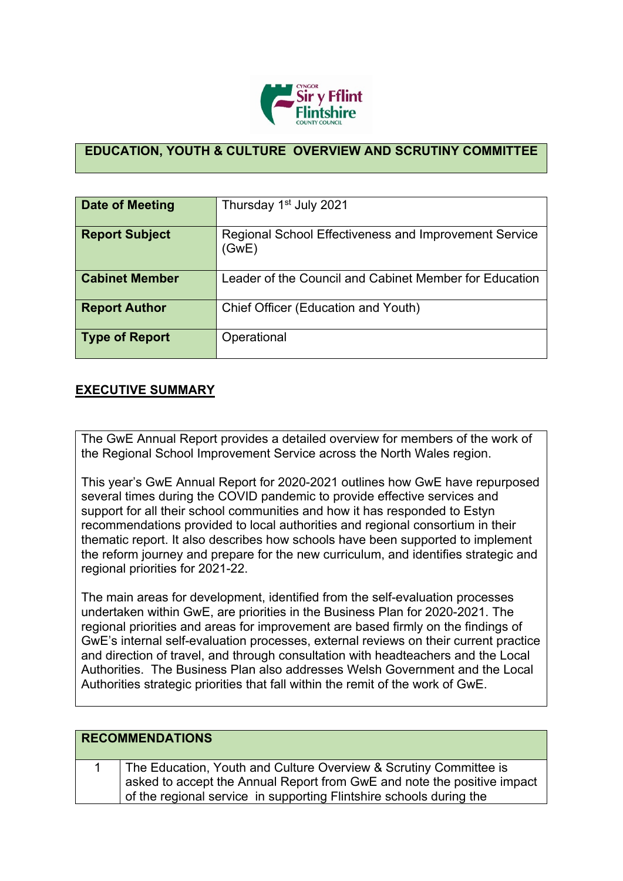# EDUCATION, YOUTH & CULTURE OVERVIEW AND SCRUTINY COMMITTEE

| | |
|---|---|
| **Date of Meeting** | Thursday 1st July 2021 |
| **Report Subject** | Regional School Effectiveness and Improvement Service (GwE) |
| **Cabinet Member** | Leader of the Council and Cabinet Member for Education |
| **Report Author** | Chief Officer (Education and Youth) |
| **Type of Report** | Operational |

## EXECUTIVE SUMMARY

The GwE Annual Report provides a detailed overview for members of the work of the Regional School Improvement Service across the North Wales region.

This year's GwE Annual Report for 2020-2021 outlines how GwE have repurposed several times during the COVID pandemic to provide effective services and support for all their school communities and how it has responded to Estyn recommendations provided to local authorities and regional consortium in their thematic report. It also describes how schools have been supported to implement the reform journey and prepare for the new curriculum, and identifies strategic and regional priorities for 2021-22.

The main areas for development, identified from the self-evaluation processes undertaken within GwE, are priorities in the Business Plan for 2020-2021. The regional priorities and areas for improvement are based firmly on the findings of GwE's internal self-evaluation processes, external reviews on their current practice and direction of travel, and through consultation with headteachers and the Local Authorities. The Business Plan also addresses Welsh Government and the Local Authorities strategic priorities that fall within the remit of the work of GwE.

| RECOMMENDATIONS | |
|---|---|
| 1 | The Education, Youth and Culture Overview & Scrutiny Committee is asked to accept the Annual Report from GwE and note the positive impact of the regional service in supporting Flintshire schools during the |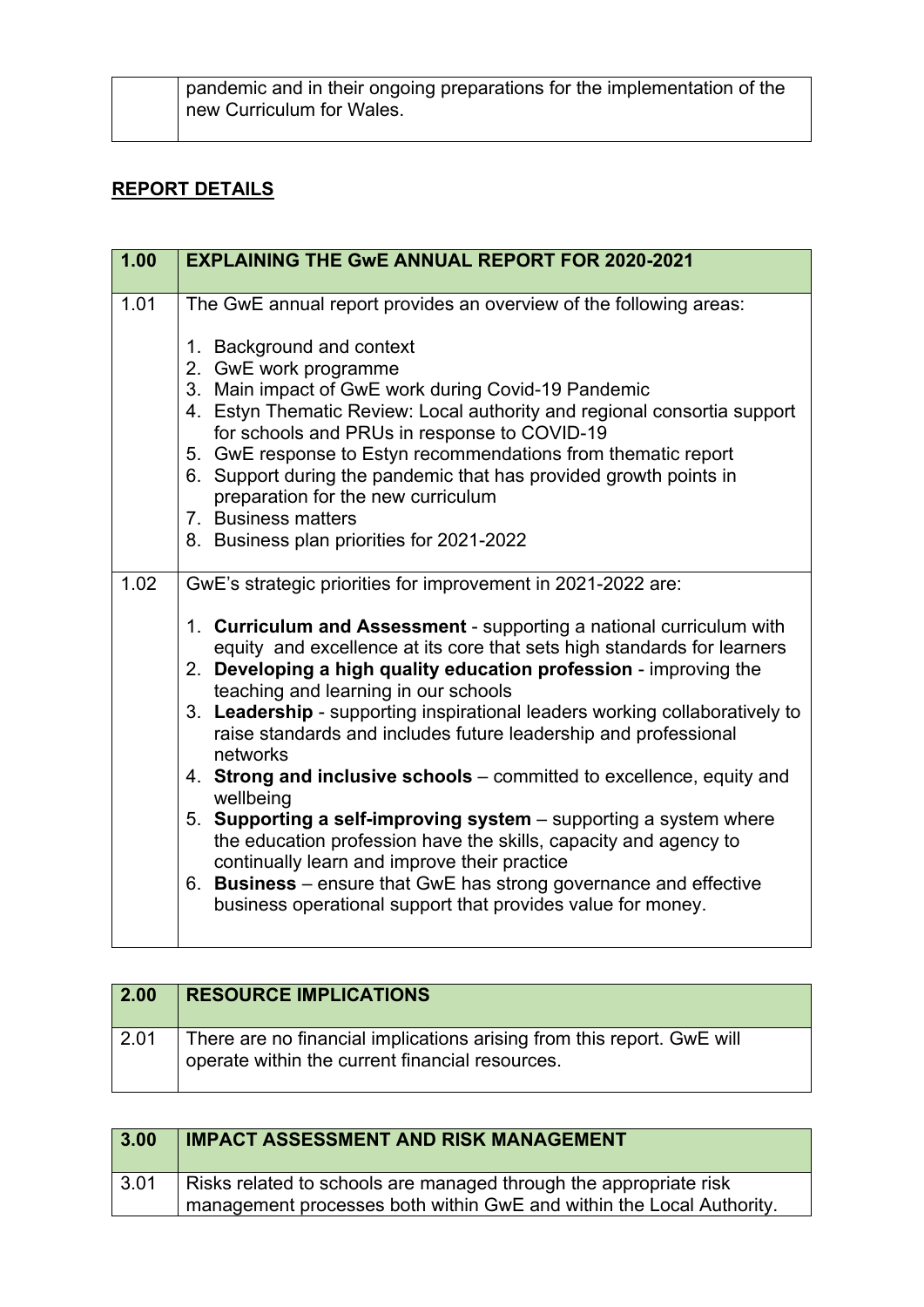| | pandemic and in their ongoing preparations for the implementation of the new Curriculum for Wales. |
|---|---|

## REPORT DETAILS

| 1.00 | EXPLAINING THE GwE ANNUAL REPORT FOR 2020-2021 |
|---|---|
| 1.01 | The GwE annual report provides an overview of the following areas:<br><br>1. Background and context<br>2. GwE work programme<br>3. Main impact of GwE work during Covid-19 Pandemic<br>4. Estyn Thematic Review: Local authority and regional consortia support for schools and PRUs in response to COVID-19<br>5. GwE response to Estyn recommendations from thematic report<br>6. Support during the pandemic that has provided growth points in preparation for the new curriculum<br>7. Business matters<br>8. Business plan priorities for 2021-2022 |
| 1.02 | GwE's strategic priorities for improvement in 2021-2022 are:<br><br>1. **Curriculum and Assessment** - supporting a national curriculum with equity and excellence at its core that sets high standards for learners<br>2. **Developing a high quality education profession** - improving the teaching and learning in our schools<br>3. **Leadership** - supporting inspirational leaders working collaboratively to raise standards and includes future leadership and professional networks<br>4. **Strong and inclusive schools** – committed to excellence, equity and wellbeing<br>5. **Supporting a self-improving system** – supporting a system where the education profession have the skills, capacity and agency to continually learn and improve their practice<br>6. **Business** – ensure that GwE has strong governance and effective business operational support that provides value for money. |

| 2.00 | RESOURCE IMPLICATIONS |
|---|---|
| 2.01 | There are no financial implications arising from this report. GwE will operate within the current financial resources. |

| 3.00 | IMPACT ASSESSMENT AND RISK MANAGEMENT |
|---|---|
| 3.01 | Risks related to schools are managed through the appropriate risk management processes both within GwE and within the Local Authority. |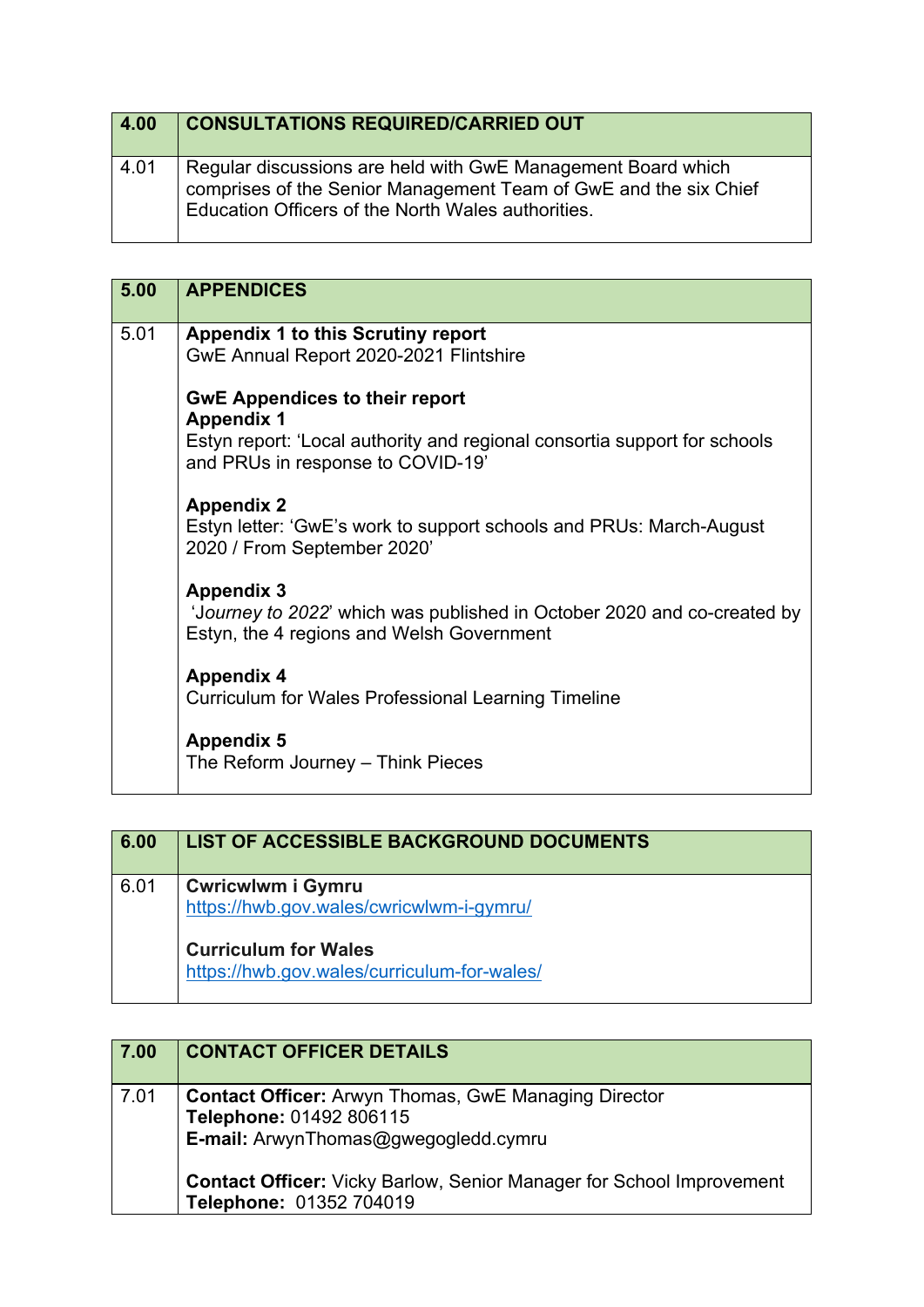| 4.00 | CONSULTATIONS REQUIRED/CARRIED OUT |
|---|---|
| 4.01 | Regular discussions are held with GwE Management Board which comprises of the Senior Management Team of GwE and the six Chief Education Officers of the North Wales authorities. |

| 5.00 | APPENDICES |
|---|---|
| 5.01 | **Appendix 1 to this Scrutiny report**<br>GwE Annual Report 2020-2021 Flintshire<br><br>**GwE Appendices to their report**<br>**Appendix 1**<br>Estyn report: 'Local authority and regional consortia support for schools and PRUs in response to COVID-19'<br><br>**Appendix 2**<br>Estyn letter: 'GwE's work to support schools and PRUs: March-August 2020 / From September 2020'<br><br>**Appendix 3**<br>'*Journey to 2022*' which was published in October 2020 and co-created by Estyn, the 4 regions and Welsh Government<br><br>**Appendix 4**<br>Curriculum for Wales Professional Learning Timeline<br><br>**Appendix 5**<br>The Reform Journey – Think Pieces |

| 6.00 | LIST OF ACCESSIBLE BACKGROUND DOCUMENTS |
|---|---|
| 6.01 | **Cwricwlwm i Gymru**<br>https://hwb.gov.wales/cwricwlwm-i-gymru/<br><br>**Curriculum for Wales**<br>https://hwb.gov.wales/curriculum-for-wales/ |

| 7.00 | CONTACT OFFICER DETAILS |
|---|---|
| 7.01 | **Contact Officer:** Arwyn Thomas, GwE Managing Director<br>**Telephone:** 01492 806115<br>**E-mail:** ArwynThomas@gwegogledd.cymru<br><br>**Contact Officer:** Vicky Barlow, Senior Manager for School Improvement<br>**Telephone:** 01352 704019 |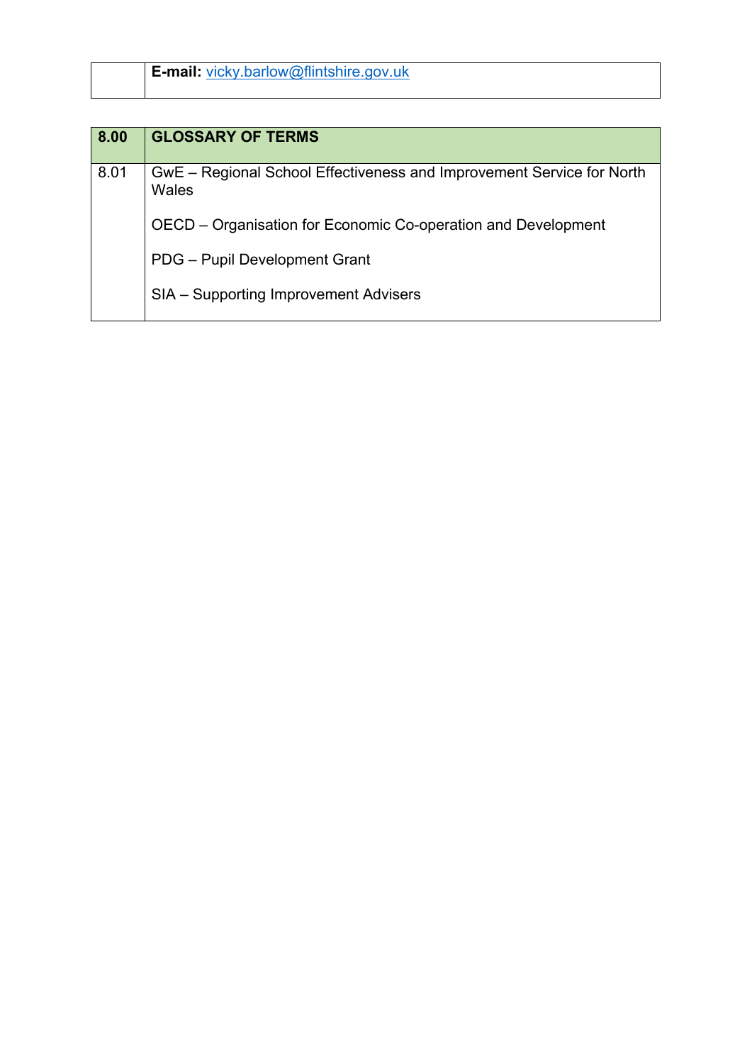| | |
|---|---|
| | **E-mail:** vicky.barlow@flintshire.gov.uk |

| **8.00** | **GLOSSARY OF TERMS** |
|---|---|
| 8.01 | GwE – Regional School Effectiveness and Improvement Service for North Wales<br><br>OECD – Organisation for Economic Co-operation and Development<br><br>PDG – Pupil Development Grant<br><br>SIA – Supporting Improvement Advisers |